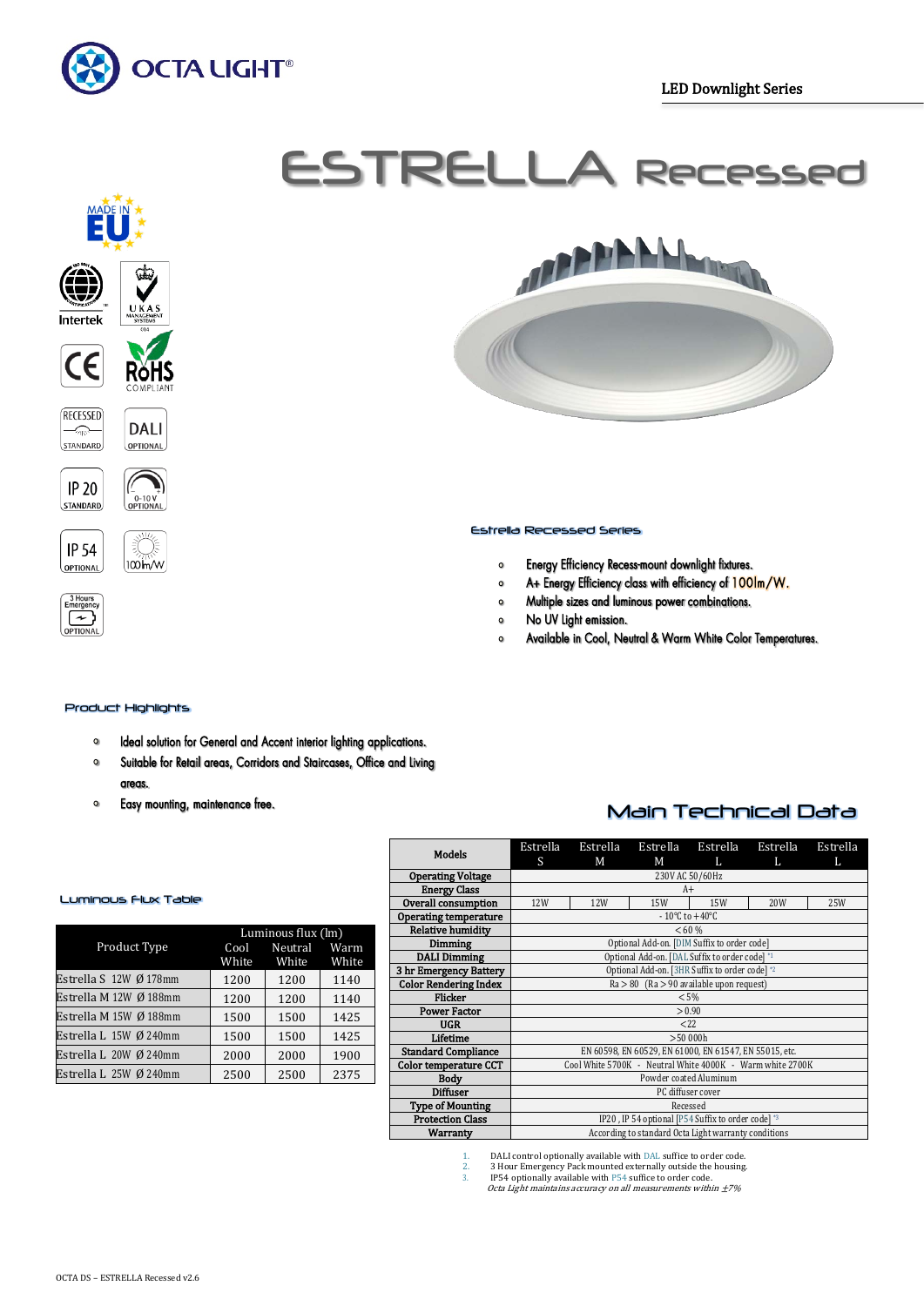OCTA LIGHT®

LED Downlight Series

# ESTRELLA Recessed

MADE IN EU

Intertek

UKAS MANAGEMENT SYSTEMS 014

CE

RoHS COMPLIANT

RECESSED STANDARD

DALI OPTIONAL

IP 20 STANDARD

0-10 V OPTIONAL

IP 54 OPTIONAL

100lm/W

3 Hours Emergency OPTIONAL

## Estrella Recessed Series

- Energy Efficiency Recess-mount downlight fixtures.
- A+ Energy Efficiency class with efficiency of 100lm/W.
- Multiple sizes and luminous power combinations.
- No UV Light emission.
- Available in Cool, Neutral & Warm White Color Temperatures.

## Product Highlights

- Ideal solution for General and Accent interior lighting applications.
- Suitable for Retail areas, Corridors and Staircases, Office and Living areas.
- Easy mounting, maintenance free.

## Luminous Flux Table

| Product Type | Luminous flux (lm) | | |
|---|---|---|---|
| | Cool White | Neutral White | Warm White |
| Estrella S 12W Ø 178mm | 1200 | 1200 | 1140 |
| Estrella M 12W Ø 188mm | 1200 | 1200 | 1140 |
| Estrella M 15W Ø 188mm | 1500 | 1500 | 1425 |
| Estrella L 15W Ø 240mm | 1500 | 1500 | 1425 |
| Estrella L 20W Ø 240mm | 2000 | 2000 | 1900 |
| Estrella L 25W Ø 240mm | 2500 | 2500 | 2375 |

## Main Technical Data

| Models | Estrella S | Estrella M | Estrella M | Estrella L | Estrella L | Estrella L |
|---|---|---|---|---|---|---|
| Operating Voltage | 230V AC 50/60Hz | | | | | |
| Energy Class | A+ | | | | | |
| Overall consumption | 12W | 12W | 15W | 15W | 20W | 25W |
| Operating temperature | - 10°C to +40°C | | | | | |
| Relative humidity | < 60 % | | | | | |
| Dimming | Optional Add-on. [DIM Suffix to order code] | | | | | |
| DALI Dimming | Optional Add-on. [DAL Suffix to order code] *1 | | | | | |
| 3 hr Emergency Battery | Optional Add-on. [3HR Suffix to order code] *2 | | | | | |
| Color Rendering Index | Ra > 80 (Ra > 90 available upon request) | | | | | |
| Flicker | < 5% | | | | | |
| Power Factor | > 0.90 | | | | | |
| UGR | < 22 | | | | | |
| Lifetime | > 50 000h | | | | | |
| Standard Compliance | EN 60598, EN 60529, EN 61000, EN 61547, EN 55015, etc. | | | | | |
| Color temperature CCT | Cool White 5700K - Neutral White 4000K - Warm white 2700K | | | | | |
| Body | Powder coated Aluminum | | | | | |
| Diffuser | PC diffuser cover | | | | | |
| Type of Mounting | Recessed | | | | | |
| Protection Class | IP20 , IP 54 optional [P54 Suffix to order code] *3 | | | | | |
| Warranty | According to standard Octa Light warranty conditions | | | | | |

1. DALI control optionally available with DAL suffice to order code.
2. 3 Hour Emergency Pack mounted externally outside the housing.
3. IP54 optionally available with P54 suffice to order code.

*Octa Light maintains accuracy on all measurements within ±7%*

OCTA DS – ESTRELLA Recessed v2.6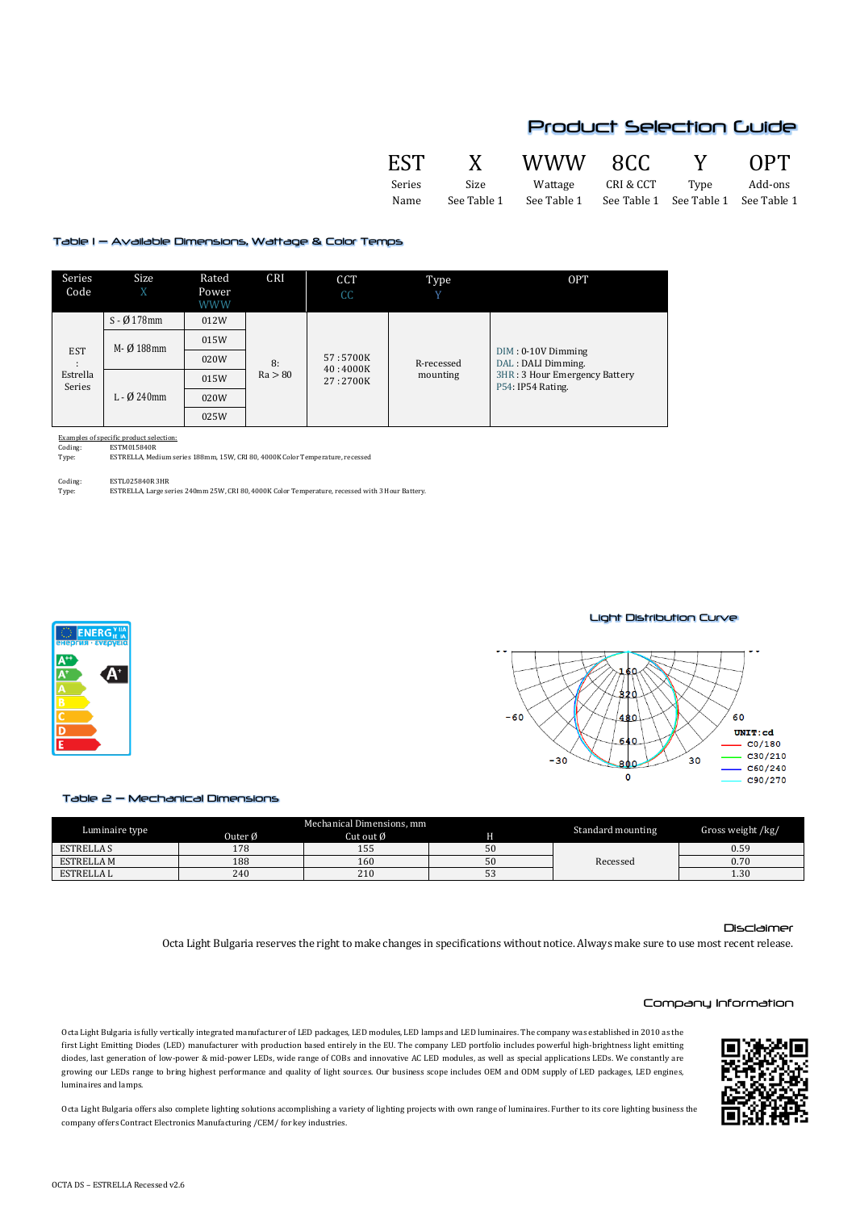## Product Selection Guide

| EST | X | WWW | 8CC | Y | OPT |
|---|---|---|---|---|---|
| Series Name | Size See Table 1 | Wattage See Table 1 | CRI & CCT See Table 1 | Type See Table 1 | Add-ons See Table 1 |

### Table 1 – Available Dimensions, Wattage & Color Temps

| Series Code | Size X | Rated Power WWW | CRI | CCT CC | Type Y | OPT |
|---|---|---|---|---|---|---|
| EST : Estrella Series | S - Ø 178mm | 012W | 8: Ra > 80 | 57 : 5700K<br>40 : 4000K<br>27 : 2700K | R-recessed mounting | DIM : 0-10V Dimming<br>DAL : DALI Dimming.<br>3HR : 3 Hour Emergency Battery<br>P54: IP54 Rating. |
| | M- Ø 188mm | 015W | | | | |
| | | 020W | | | | |
| | L - Ø 240mm | 015W | | | | |
| | | 020W | | | | |
| | | 025W | | | | |

Examples of specific product selection:

Coding: ESTM015840R
Type: ESTRELLA, Medium series 188mm, 15W, CRI 80, 4000K Color Temperature, recessed

Coding: ESTL025840R 3HR
Type: ESTRELLA, Large series 240mm 25W, CRI 80, 4000K Color Temperature, recessed with 3 Hour Battery.

A+

### Light Distribution Curve

-60 60
-30 30
160
320
480
640
800
0
UNIT:cd
C0/180
C30/210
C60/240
C90/270

### Table 2 – Mechanical Dimensions

| Luminaire type | Mechanical Dimensions, mm | | | Standard mounting | Gross weight /kg/ |
|---|---|---|---|---|---|
| | Outer Ø | Cut out Ø | H | | |
| ESTRELLA S | 178 | 155 | 50 | Recessed | 0.59 |
| ESTRELLA M | 188 | 160 | 50 | | 0.70 |
| ESTRELLA L | 240 | 210 | 53 | | 1.30 |

### Disclaimer

Octa Light Bulgaria reserves the right to make changes in specifications without notice. Always make sure to use most recent release.

### Company Information

Octa Light Bulgaria is fully vertically integrated manufacturer of LED packages, LED modules, LED lamps and LED luminaires. The company was established in 2010 as the first Light Emitting Diodes (LED) manufacturer with production based entirely in the EU. The company LED portfolio includes powerful high-brightness light emitting diodes, last generation of low-power & mid-power LEDs, wide range of COBs and innovative AC LED modules, as well as special applications LEDs. We constantly are growing our LEDs range to bring highest performance and quality of light sources. Our business scope includes OEM and ODM supply of LED packages, LED engines, luminaires and lamps.

Octa Light Bulgaria offers also complete lighting solutions accomplishing a variety of lighting projects with own range of luminaires. Further to its core lighting business the company offers Contract Electronics Manufacturing /CEM/ for key industries.